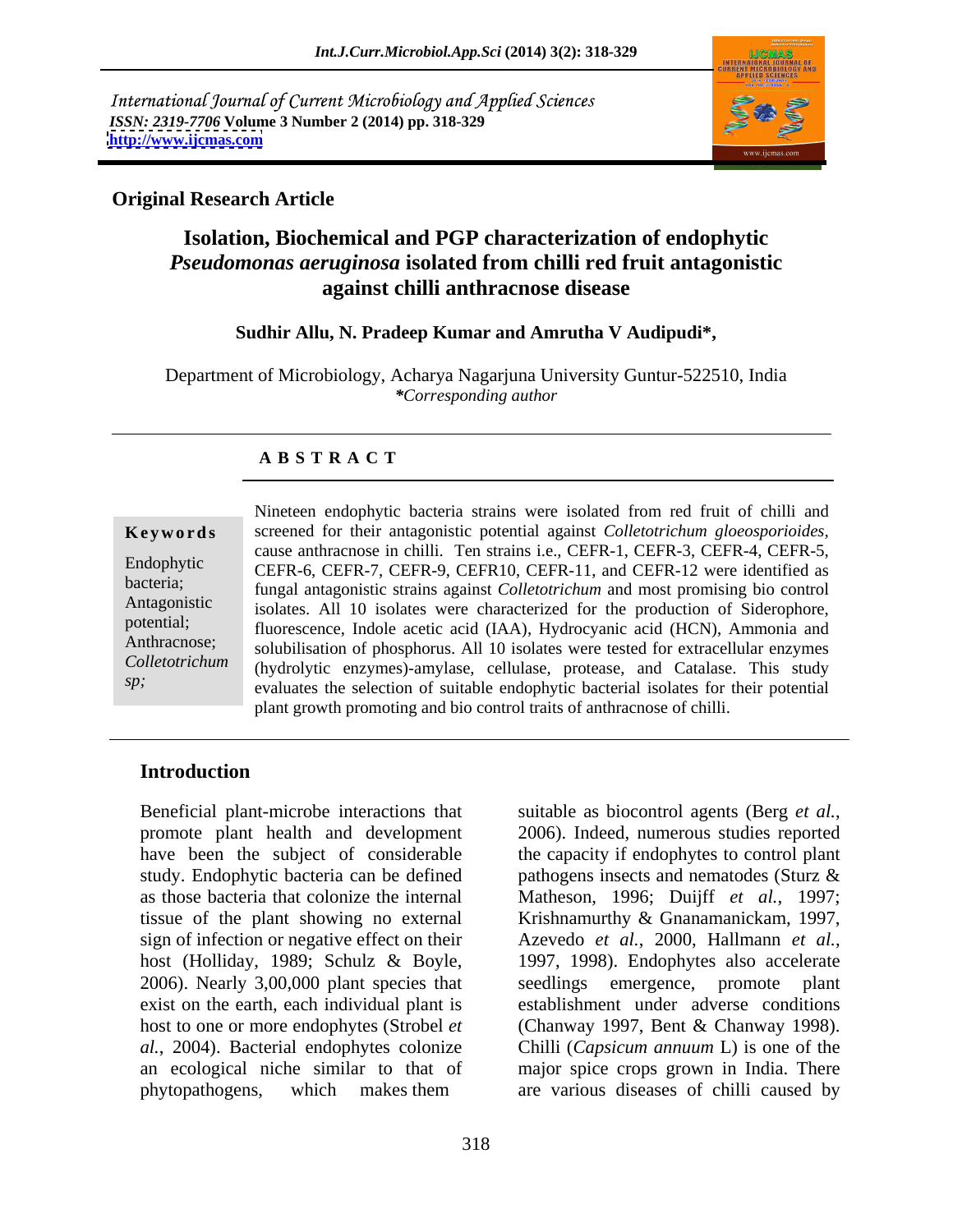International Journal of Current Microbiology and Applied Sciences
*ISSN: 2319-7706* **Volume 3 Number 2 (2014) pp. 318-329**
**http://www.ijcmas.com**

**Original Research Article**

# Isolation, Biochemical and PGP characterization of endophytic *Pseudomonas aeruginosa* isolated from chilli red fruit antagonistic against chilli anthracnose disease

**Sudhir Allu, N. Pradeep Kumar and Amrutha V Audipudi*,**

Department of Microbiology, Acharya Nagarjuna University Guntur-522510, India
***Corresponding author**

**A B S T R A C T**

**Keywords**

Endophytic bacteria; Antagonistic potential; Anthracnose; *Colletotrichum sp;*

Nineteen endophytic bacteria strains were isolated from red fruit of chilli and screened for their antagonistic potential against *Colletotrichum gloeosporioides,* cause anthracnose in chilli. Ten strains i.e., CEFR-1, CEFR-3, CEFR-4, CEFR-5, CEFR-6, CEFR-7, CEFR-9, CEFR10, CEFR-11, and CEFR-12 were identified as fungal antagonistic strains against *Colletotrichum* and most promising bio control isolates. All 10 isolates were characterized for the production of Siderophore, fluorescence, Indole acetic acid (IAA), Hydrocyanic acid (HCN), Ammonia and solubilisation of phosphorus. All 10 isolates were tested for extracellular enzymes (hydrolytic enzymes)-amylase, cellulase, protease, and Catalase. This study evaluates the selection of suitable endophytic bacterial isolates for their potential plant growth promoting and bio control traits of anthracnose of chilli.

## Introduction

Beneficial plant-microbe interactions that promote plant health and development have been the subject of considerable study. Endophytic bacteria can be defined as those bacteria that colonize the internal tissue of the plant showing no external sign of infection or negative effect on their host (Holliday, 1989; Schulz & Boyle, 2006). Nearly 3,00,000 plant species that exist on the earth, each individual plant is host to one or more endophytes (Strobel *et al.*, 2004). Bacterial endophytes colonize an ecological niche similar to that of phytopathogens, which makes them suitable as biocontrol agents (Berg *et al.*, 2006). Indeed, numerous studies reported the capacity if endophytes to control plant pathogens insects and nematodes (Sturz & Matheson, 1996; Duijff *et al.*, 1997; Krishnamurthy & Gnanamanickam, 1997, Azevedo *et al.*, 2000, Hallmann *et al.*, 1997, 1998). Endophytes also accelerate seedlings emergence, promote plant establishment under adverse conditions (Chanway 1997, Bent & Chanway 1998). Chilli (*Capsicum annuum* L) is one of the major spice crops grown in India. There are various diseases of chilli caused by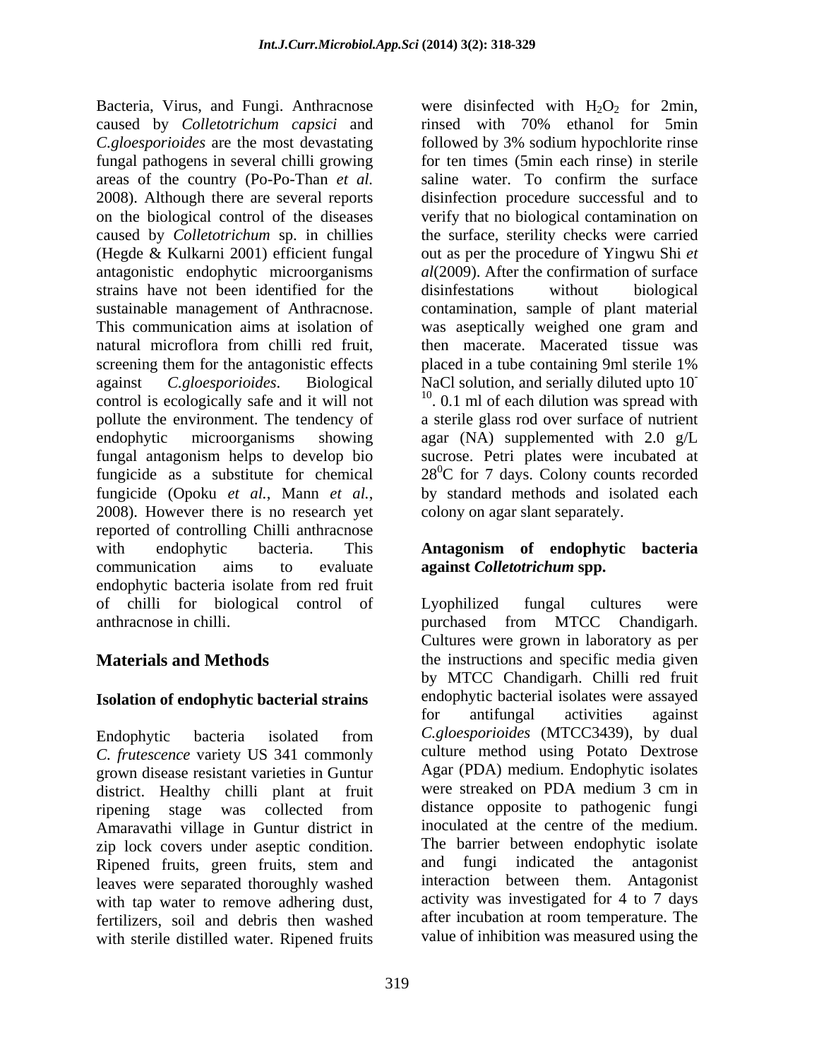Bacteria, Virus, and Fungi. Anthracnose caused by *Colletotrichum capsici* and *C.gloesporioides* are the most devastating fungal pathogens in several chilli growing areas of the country (Po-Po-Than *et al.* 2008). Although there are several reports on the biological control of the diseases caused by *Colletotrichum* sp. in chillies (Hegde & Kulkarni 2001) efficient fungal antagonistic endophytic microorganisms strains have not been identified for the sustainable management of Anthracnose. This communication aims at isolation of natural microflora from chilli red fruit, screening them for the antagonistic effects against *C.gloesporioides*. Biological control is ecologically safe and it will not pollute the environment. The tendency of endophytic microorganisms showing fungal antagonism helps to develop bio fungicide as a substitute for chemical fungicide (Opoku *et al.*, Mann *et al.*, 2008). However there is no research yet reported of controlling Chilli anthracnose with endophytic bacteria. This communication aims to evaluate endophytic bacteria isolate from red fruit of chilli for biological control of anthracnose in chilli.

## Materials and Methods

### Isolation of endophytic bacterial strains

Endophytic bacteria isolated from *C. frutescence* variety US 341 commonly grown disease resistant varieties in Guntur district. Healthy chilli plant at fruit ripening stage was collected from Amaravathi village in Guntur district in zip lock covers under aseptic condition. Ripened fruits, green fruits, stem and leaves were separated thoroughly washed with tap water to remove adhering dust, fertilizers, soil and debris then washed with sterile distilled water. Ripened fruits were disinfected with $H_2O_2$ for 2min, rinsed with 70% ethanol for 5min followed by 3% sodium hypochlorite rinse for ten times (5min each rinse) in sterile saline water. To confirm the surface disinfection procedure successful and to verify that no biological contamination on the surface, sterility checks were carried out as per the procedure of Yingwu Shi *et al*(2009). After the confirmation of surface disinfestations without biological contamination, sample of plant material was aseptically weighed one gram and then macerate. Macerated tissue was placed in a tube containing 9ml sterile 1% NaCl solution, and serially diluted upto $10^{-10}$. 0.1 ml of each dilution was spread with a sterile glass rod over surface of nutrient agar (NA) supplemented with 2.0 g/L sucrose. Petri plates were incubated at $28^0$C for 7 days. Colony counts recorded by standard methods and isolated each colony on agar slant separately.

### Antagonism of endophytic bacteria against *Colletotrichum* spp.

Lyophilized fungal cultures were purchased from MTCC Chandigarh. Cultures were grown in laboratory as per the instructions and specific media given by MTCC Chandigarh. Chilli red fruit endophytic bacterial isolates were assayed for antifungal activities against *C.gloesporioides* (MTCC3439), by dual culture method using Potato Dextrose Agar (PDA) medium. Endophytic isolates were streaked on PDA medium 3 cm in distance opposite to pathogenic fungi inoculated at the centre of the medium. The barrier between endophytic isolate and fungi indicated the antagonist interaction between them. Antagonist activity was investigated for 4 to 7 days after incubation at room temperature. The value of inhibition was measured using the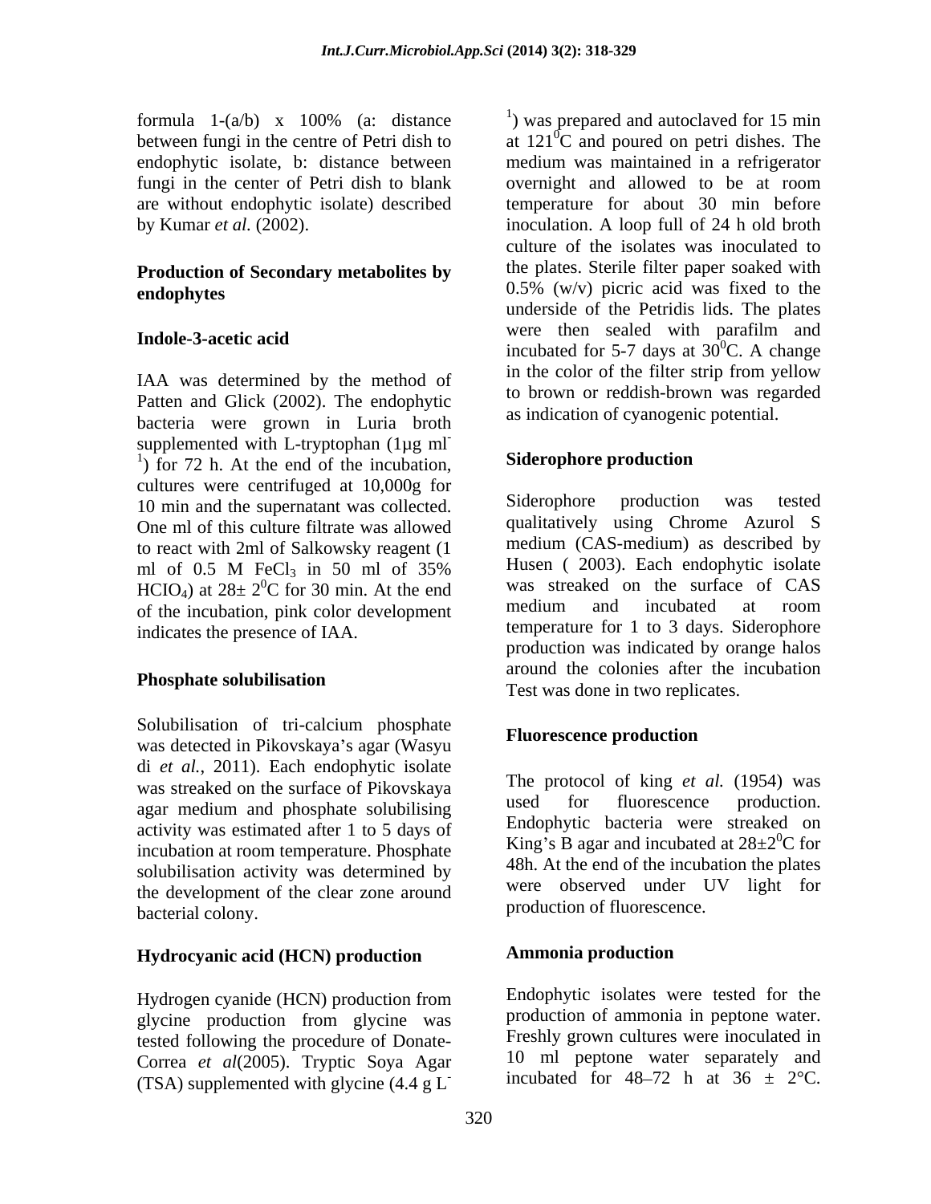formula 1-(a/b) x 100% (a: distance between fungi in the centre of Petri dish to endophytic isolate, b: distance between fungi in the center of Petri dish to blank are without endophytic isolate) described by Kumar *et al.* (2002).

## Production of Secondary metabolites by endophytes

### Indole-3-acetic acid

IAA was determined by the method of Patten and Glick (2002). The endophytic bacteria were grown in Luria broth supplemented with L-tryptophan (1µg $ml^{-1}$) for 72 h. At the end of the incubation, cultures were centrifuged at 10,000g for 10 min and the supernatant was collected. One ml of this culture filtrate was allowed to react with 2ml of Salkowsky reagent (1 ml of 0.5 M $FeCl_3$ in 50 ml of 35% $HClO_4$) at 28± $2^0$C for 30 min. At the end of the incubation, pink color development indicates the presence of IAA.

### Phosphate solubilisation

Solubilisation of tri-calcium phosphate was detected in Pikovskaya's agar (Wasyu di *et al.,* 2011). Each endophytic isolate was streaked on the surface of Pikovskaya agar medium and phosphate solubilising activity was estimated after 1 to 5 days of incubation at room temperature. Phosphate solubilisation activity was determined by the development of the clear zone around bacterial colony.

### Hydrocyanic acid (HCN) production

Hydrogen cyanide (HCN) production from glycine production from glycine was tested following the procedure of Donate-Correa *et al*(2005). Tryptic Soya Agar (TSA) supplemented with glycine (4.4 g $L^{-1}$) was prepared and autoclaved for 15 min at $121^0$C and poured on petri dishes. The medium was maintained in a refrigerator overnight and allowed to be at room temperature for about 30 min before inoculation. A loop full of 24 h old broth culture of the isolates was inoculated to the plates. Sterile filter paper soaked with 0.5% (w/v) picric acid was fixed to the underside of the Petridis lids. The plates were then sealed with parafilm and incubated for 5-7 days at $30^0$C. A change in the color of the filter strip from yellow to brown or reddish-brown was regarded as indication of cyanogenic potential.

### Siderophore production

Siderophore production was tested qualitatively using Chrome Azurol S medium (CAS-medium) as described by Husen ( 2003). Each endophytic isolate was streaked on the surface of CAS medium and incubated at room temperature for 1 to 3 days. Siderophore production was indicated by orange halos around the colonies after the incubation Test was done in two replicates.

### Fluorescence production

The protocol of king *et al.* (1954) was used for fluorescence production. Endophytic bacteria were streaked on King's B agar and incubated at 28±$2^0$C for 48h. At the end of the incubation the plates were observed under UV light for production of fluorescence.

### Ammonia production

Endophytic isolates were tested for the production of ammonia in peptone water. Freshly grown cultures were inoculated in 10 ml peptone water separately and incubated for 48–72 h at 36 ± 2°C.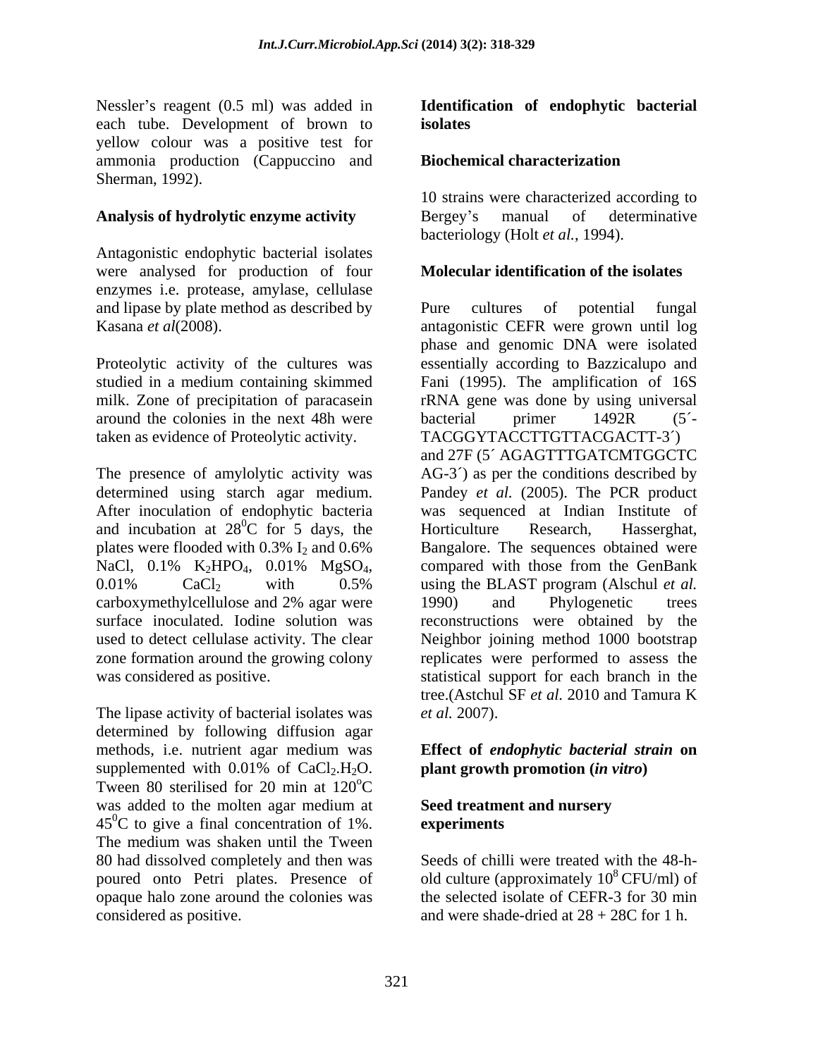Nessler's reagent (0.5 ml) was added in each tube. Development of brown to yellow colour was a positive test for ammonia production (Cappuccino and Sherman, 1992).

### Analysis of hydrolytic enzyme activity

Antagonistic endophytic bacterial isolates were analysed for production of four enzymes i.e. protease, amylase, cellulase and lipase by plate method as described by Kasana *et al*(2008).

Proteolytic activity of the cultures was studied in a medium containing skimmed milk. Zone of precipitation of paracasein around the colonies in the next 48h were taken as evidence of Proteolytic activity.

The presence of amylolytic activity was determined using starch agar medium. After inoculation of endophytic bacteria and incubation at $28^0$C for 5 days, the plates were flooded with 0.3% $I_2$ and 0.6% NaCl, 0.1% $K_2HPO_4$, 0.01% $MgSO_4$, 0.01% $CaCl_2$ with 0.5% carboxymethylcellulose and 2% agar were surface inoculated. Iodine solution was used to detect cellulase activity. The clear zone formation around the growing colony was considered as positive.

The lipase activity of bacterial isolates was determined by following diffusion agar methods, i.e. nutrient agar medium was supplemented with 0.01% of $CaCl_2.H_2O$. Tween 80 sterilised for 20 min at $120^o$C was added to the molten agar medium at $45^0$C to give a final concentration of 1%. The medium was shaken until the Tween 80 had dissolved completely and then was poured onto Petri plates. Presence of opaque halo zone around the colonies was considered as positive.

### Identification of endophytic bacterial isolates

#### Biochemical characterization

10 strains were characterized according to Bergey's manual of determinative bacteriology (Holt *et al.*, 1994).

#### Molecular identification of the isolates

Pure cultures of potential fungal antagonistic CEFR were grown until log phase and genomic DNA were isolated essentially according to Bazzicalupo and Fani (1995). The amplification of 16S rRNA gene was done by using universal bacterial primer 1492R (5´-TACGGYTACCTTGTTACGACTT-3´) and 27F (5´ AGAGTTTGATCMTGGCTC AG-3´) as per the conditions described by Pandey *et al.* (2005). The PCR product was sequenced at Indian Institute of Horticulture Research, Hasserghat, Bangalore. The sequences obtained were compared with those from the GenBank using the BLAST program (Alschul *et al.* 1990) and Phylogenetic trees reconstructions were obtained by the Neighbor joining method 1000 bootstrap replicates were performed to assess the statistical support for each branch in the tree.(Astchul SF *et al.* 2010 and Tamura K *et al.* 2007).

### Effect of *endophytic bacterial strain* on plant growth promotion (*in vitro*)

#### Seed treatment and nursery experiments

Seeds of chilli were treated with the 48-h-old culture (approximately $10^8$ CFU/ml) of the selected isolate of CEFR-3 for 30 min and were shade-dried at 28 + 28C for 1 h.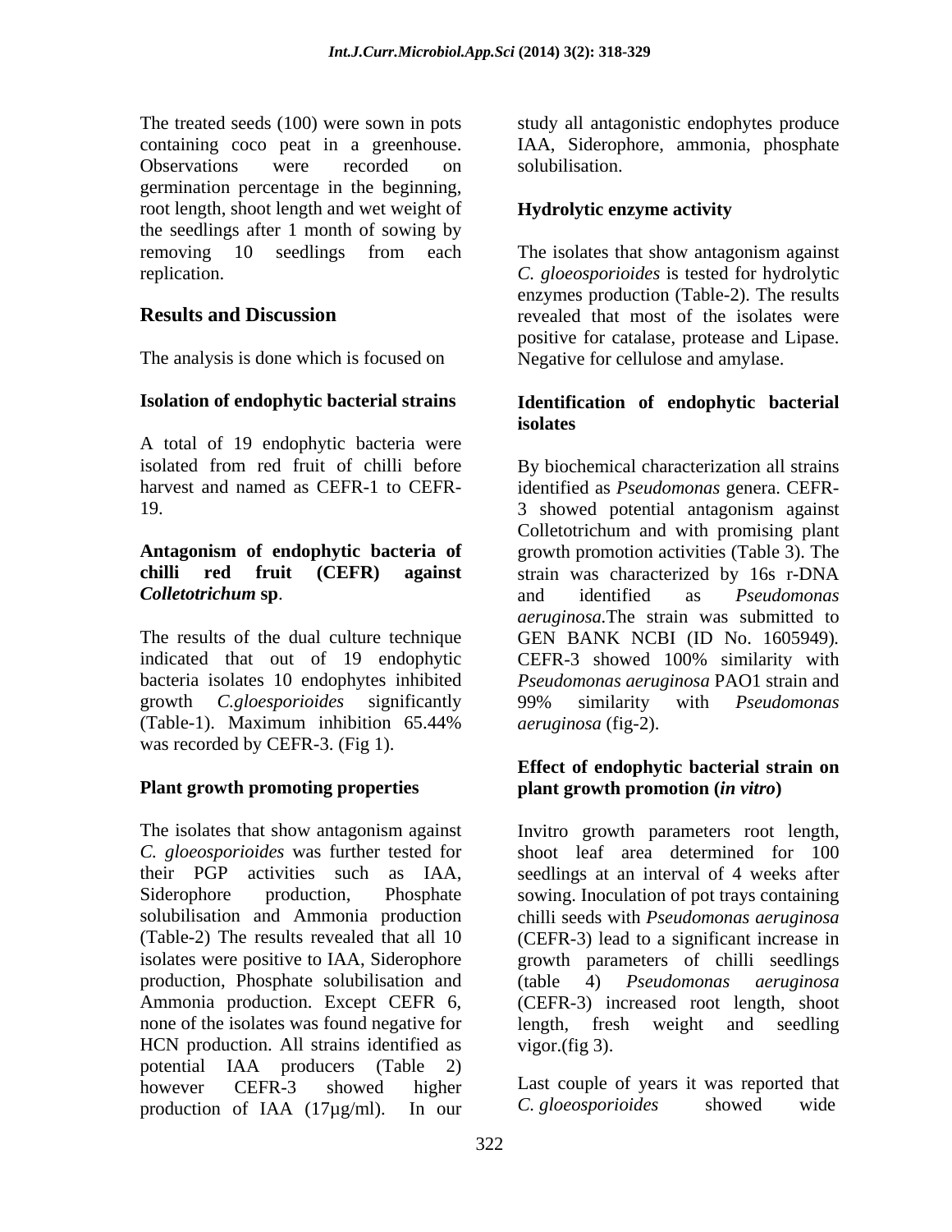The treated seeds (100) were sown in pots containing coco peat in a greenhouse. Observations were recorded on germination percentage in the beginning, root length, shoot length and wet weight of the seedlings after 1 month of sowing by removing 10 seedlings from each replication.

## Results and Discussion

The analysis is done which is focused on

### Isolation of endophytic bacterial strains

A total of 19 endophytic bacteria were isolated from red fruit of chilli before harvest and named as CEFR-1 to CEFR-19.

### Antagonism of endophytic bacteria of chilli red fruit (CEFR) against *Colletotrichum* sp.

The results of the dual culture technique indicated that out of 19 endophytic bacteria isolates 10 endophytes inhibited growth *C.gloesporioides* significantly (Table-1). Maximum inhibition 65.44% was recorded by CEFR-3. (Fig 1).

### Plant growth promoting properties

The isolates that show antagonism against *C. gloeosporioides* was further tested for their PGP activities such as IAA, Siderophore production, Phosphate solubilisation and Ammonia production (Table-2) The results revealed that all 10 isolates were positive to IAA, Siderophore production, Phosphate solubilisation and Ammonia production. Except CEFR 6, none of the isolates was found negative for HCN production. All strains identified as potential IAA producers (Table 2) however CEFR-3 showed higher production of IAA (17µg/ml). In our study all antagonistic endophytes produce IAA, Siderophore, ammonia, phosphate solubilisation.

### Hydrolytic enzyme activity

The isolates that show antagonism against *C. gloeosporioides* is tested for hydrolytic enzymes production (Table-2). The results revealed that most of the isolates were positive for catalase, protease and Lipase. Negative for cellulose and amylase.

### Identification of endophytic bacterial isolates

By biochemical characterization all strains identified as *Pseudomonas* genera. CEFR-3 showed potential antagonism against Colletotrichum and with promising plant growth promotion activities (Table 3). The strain was characterized by 16s r-DNA and identified as *Pseudomonas aeruginosa*.The strain was submitted to GEN BANK NCBI (ID No. 1605949). CEFR-3 showed 100% similarity with *Pseudomonas aeruginosa* PAO1 strain and 99% similarity with *Pseudomonas aeruginosa* (fig-2).

### Effect of endophytic bacterial strain on plant growth promotion (*in vitro*)

Invitro growth parameters root length, shoot leaf area determined for 100 seedlings at an interval of 4 weeks after sowing. Inoculation of pot trays containing chilli seeds with *Pseudomonas aeruginosa* (CEFR-3) lead to a significant increase in growth parameters of chilli seedlings (table 4) *Pseudomonas aeruginosa* (CEFR-3) increased root length, shoot length, fresh weight and seedling vigor.(fig 3).

Last couple of years it was reported that *C. gloeosporioides* showed wide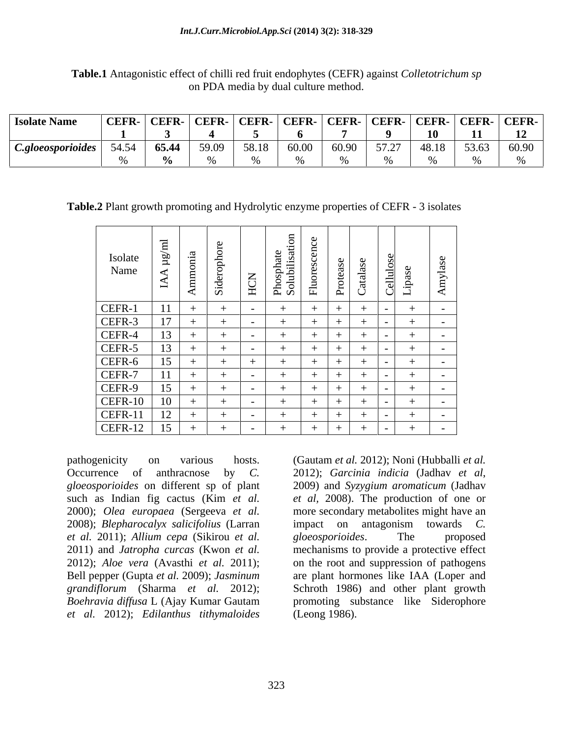**Table.1** Antagonistic effect of chilli red fruit endophytes (CEFR) against *Colletotrichum sp* on PDA media by dual culture method.

| **Isolate Name** | **CEFR-1** | **CEFR-3** | **CEFR-4** | **CEFR-5** | **CEFR-6** | **CEFR-7** | **CEFR-9** | **CEFR-10** | **CEFR-11** | **CEFR-12** |
|---|---|---|---|---|---|---|---|---|---|---|
| ***C.gloeosporioides*** | 54.54 % | **65.44 %** | 59.09 % | 58.18 % | 60.00 % | 60.90 % | 57.27 % | 48.18 % | 53.63 % | 60.90 % |

**Table.2** Plant growth promoting and Hydrolytic enzyme properties of CEFR - 3 isolates

| Isolate Name | IAA µg/ml | Ammonia | Siderophore | HCN | Phosphate Solubilisation | Fluorescence | Protease | Catalase | Cellulose | Lipase | Amylase |
|---|---|---|---|---|---|---|---|---|---|---|---|
| CEFR-1 | 11 | + | + | - | + | + | + | + | - | + | - |
| CEFR-3 | 17 | + | + | - | + | + | + | + | - | + | - |
| CEFR-4 | 13 | + | + | - | + | + | + | + | - | + | - |
| CEFR-5 | 13 | + | + | - | + | + | + | + | - | + | - |
| CEFR-6 | 15 | + | + | + | + | + | + | + | - | + | - |
| CEFR-7 | 11 | + | + | - | + | + | + | + | - | + | - |
| CEFR-9 | 15 | + | + | - | + | + | + | + | - | + | - |
| CEFR-10 | 10 | + | + | - | + | + | + | + | - | + | - |
| CEFR-11 | 12 | + | + | - | + | + | + | + | - | + | - |
| CEFR-12 | 15 | + | + | - | + | + | + | + | - | + | - |

pathogenicity on various hosts. Occurrence of anthracnose by *C. gloeosporioides* on different sp of plant such as Indian fig cactus (Kim *et al.* 2000); *Olea europaea* (Sergeeva *et al.* 2008); *Blepharocalyx salicifolius* (Larran *et al.* 2011); *Allium cepa* (Sikirou *et al.* 2011) and *Jatropha curcas* (Kwon *et al.* 2012); *Aloe vera* (Avasthi *et al.* 2011); Bell pepper (Gupta *et al.* 2009); *Jasminum grandiflorum* (Sharma *et al.* 2012); *Boehravia diffusa* L (Ajay Kumar Gautam *et al.* 2012); *Edilanthus tithymaloides* (Gautam *et al.* 2012); Noni (Hubballi *et al.* 2012); *Garcinia indicia* (Jadhav *et al*, 2009) and *Syzygium aromaticum* (Jadhav *et al,* 2008). The production of one or more secondary metabolites might have an impact on antagonism towards *C. gloeosporioides*. The proposed mechanisms to provide a protective effect on the root and suppression of pathogens are plant hormones like IAA (Loper and Schroth 1986) and other plant growth promoting substance like Siderophore (Leong 1986).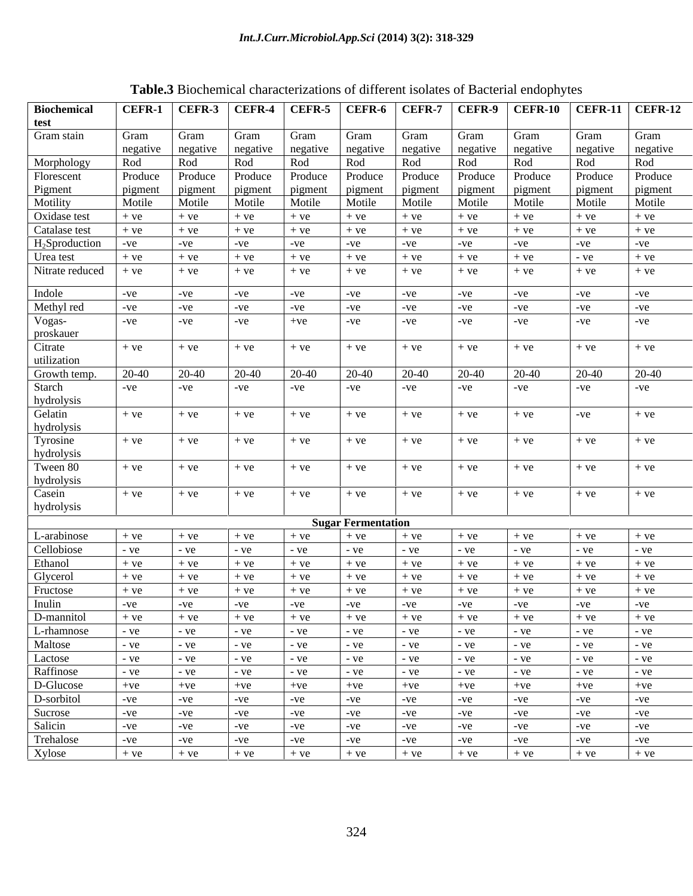**Table.3** Biochemical characterizations of different isolates of Bacterial endophytes

| Biochemical test | CEFR-1 | CEFR-3 | CEFR-4 | CEFR-5 | CEFR-6 | CEFR-7 | CEFR-9 | CEFR-10 | CEFR-11 | CEFR-12 |
|---|---|---|---|---|---|---|---|---|---|---|
| Gram stain | Gram negative | Gram negative | Gram negative | Gram negative | Gram negative | Gram negative | Gram negative | Gram negative | Gram negative | Gram negative |
| Morphology | Rod | Rod | Rod | Rod | Rod | Rod | Rod | Rod | Rod | Rod |
| Florescent Pigment | Produce pigment | Produce pigment | Produce pigment | Produce pigment | Produce pigment | Produce pigment | Produce pigment | Produce pigment | Produce pigment | Produce pigment |
| Motility | Motile | Motile | Motile | Motile | Motile | Motile | Motile | Motile | Motile | Motile |
| Oxidase test | + ve | + ve | + ve | + ve | + ve | + ve | + ve | + ve | + ve | + ve |
| Catalase test | + ve | + ve | + ve | + ve | + ve | + ve | + ve | + ve | + ve | + ve |
| $H_2S$production | -ve | -ve | -ve | -ve | -ve | -ve | -ve | -ve | -ve | -ve |
| Urea test | + ve | + ve | + ve | + ve | + ve | + ve | + ve | + ve | - ve | + ve |
| Nitrate reduced | + ve | + ve | + ve | + ve | + ve | + ve | + ve | + ve | + ve | + ve |
| Indole | -ve | -ve | -ve | -ve | -ve | -ve | -ve | -ve | -ve | -ve |
| Methyl red | -ve | -ve | -ve | -ve | -ve | -ve | -ve | -ve | -ve | -ve |
| Vogas-proskauer | -ve | -ve | -ve | +ve | -ve | -ve | -ve | -ve | -ve | -ve |
| Citrate utilization | + ve | + ve | + ve | + ve | + ve | + ve | + ve | + ve | + ve | + ve |
| Growth temp. | 20-40 | 20-40 | 20-40 | 20-40 | 20-40 | 20-40 | 20-40 | 20-40 | 20-40 | 20-40 |
| Starch hydrolysis | -ve | -ve | -ve | -ve | -ve | -ve | -ve | -ve | -ve | -ve |
| Gelatin hydrolysis | + ve | + ve | + ve | + ve | + ve | + ve | + ve | + ve | -ve | + ve |
| Tyrosine hydrolysis | + ve | + ve | + ve | + ve | + ve | + ve | + ve | + ve | + ve | + ve |
| Tween 80 hydrolysis | + ve | + ve | + ve | + ve | + ve | + ve | + ve | + ve | + ve | + ve |
| Casein hydrolysis | + ve | + ve | + ve | + ve | + ve | + ve | + ve | + ve | + ve | + ve |
| **Sugar Fermentation** | | | | | | | | | | |
| L-arabinose | + ve | + ve | + ve | + ve | + ve | + ve | + ve | + ve | + ve | + ve |
| Cellobiose | - ve | - ve | - ve | - ve | - ve | - ve | - ve | - ve | - ve | - ve |
| Ethanol | + ve | + ve | + ve | + ve | + ve | + ve | + ve | + ve | + ve | + ve |
| Glycerol | + ve | + ve | + ve | + ve | + ve | + ve | + ve | + ve | + ve | + ve |
| Fructose | + ve | + ve | + ve | + ve | + ve | + ve | + ve | + ve | + ve | + ve |
| Inulin | -ve | -ve | -ve | -ve | -ve | -ve | -ve | -ve | -ve | -ve |
| D-mannitol | + ve | + ve | + ve | + ve | + ve | + ve | + ve | + ve | + ve | + ve |
| L-rhamnose | - ve | - ve | - ve | - ve | - ve | - ve | - ve | - ve | - ve | - ve |
| Maltose | - ve | - ve | - ve | - ve | - ve | - ve | - ve | - ve | - ve | - ve |
| Lactose | - ve | - ve | - ve | - ve | - ve | - ve | - ve | - ve | - ve | - ve |
| Raffinose | - ve | - ve | - ve | - ve | - ve | - ve | - ve | - ve | - ve | - ve |
| D-Glucose | +ve | +ve | +ve | +ve | +ve | +ve | +ve | +ve | +ve | +ve |
| D-sorbitol | -ve | -ve | -ve | -ve | -ve | -ve | -ve | -ve | -ve | -ve |
| Sucrose | -ve | -ve | -ve | -ve | -ve | -ve | -ve | -ve | -ve | -ve |
| Salicin | -ve | -ve | -ve | -ve | -ve | -ve | -ve | -ve | -ve | -ve |
| Trehalose | -ve | -ve | -ve | -ve | -ve | -ve | -ve | -ve | -ve | -ve |
| Xylose | + ve | + ve | + ve | + ve | + ve | + ve | + ve | + ve | + ve | + ve |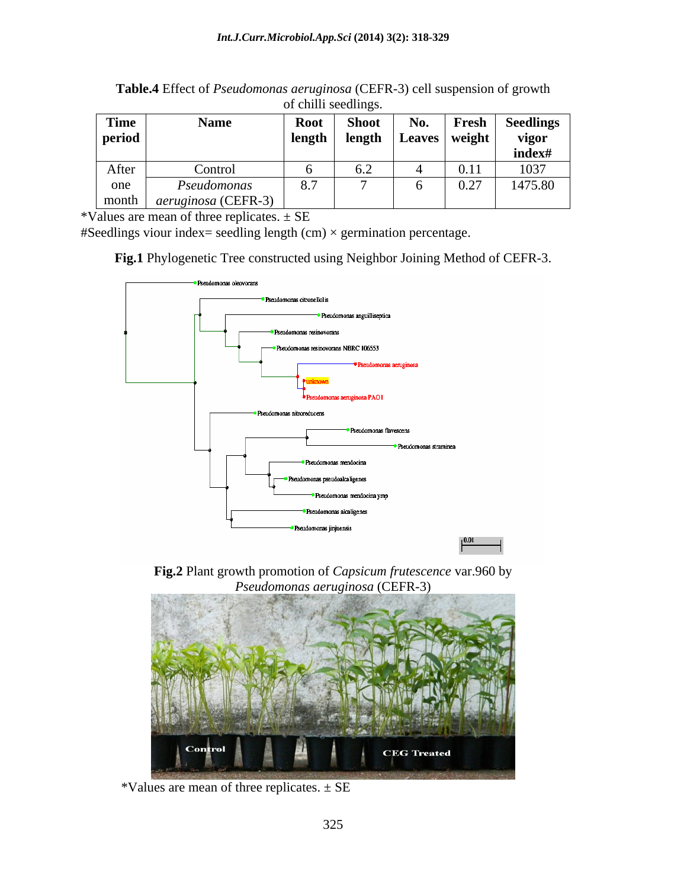**Table.4** Effect of *Pseudomonas aeruginosa* (CEFR-3) cell suspension of growth of chilli seedlings.

| Time period | Name | Root length | Shoot length | No. Leaves | Fresh weight | Seedlings vigor index# |
|---|---|---|---|---|---|---|
| After one month | Control | 6 | 6.2 | 4 | 0.11 | 1037 |
| | *Pseudomonas aeruginosa* (CEFR-3) | 8.7 | 7 | 6 | 0.27 | 1475.80 |

*Values are mean of three replicates. ± SE

#Seedlings viour index= seedling length (cm) × germination percentage.

**Fig.1** Phylogenetic Tree constructed using Neighbor Joining Method of CEFR-3.

**Fig.2** Plant growth promotion of *Capsicum frutescence* var.960 by *Pseudomonas aeruginosa* (CEFR-3)

*Values are mean of three replicates. ± SE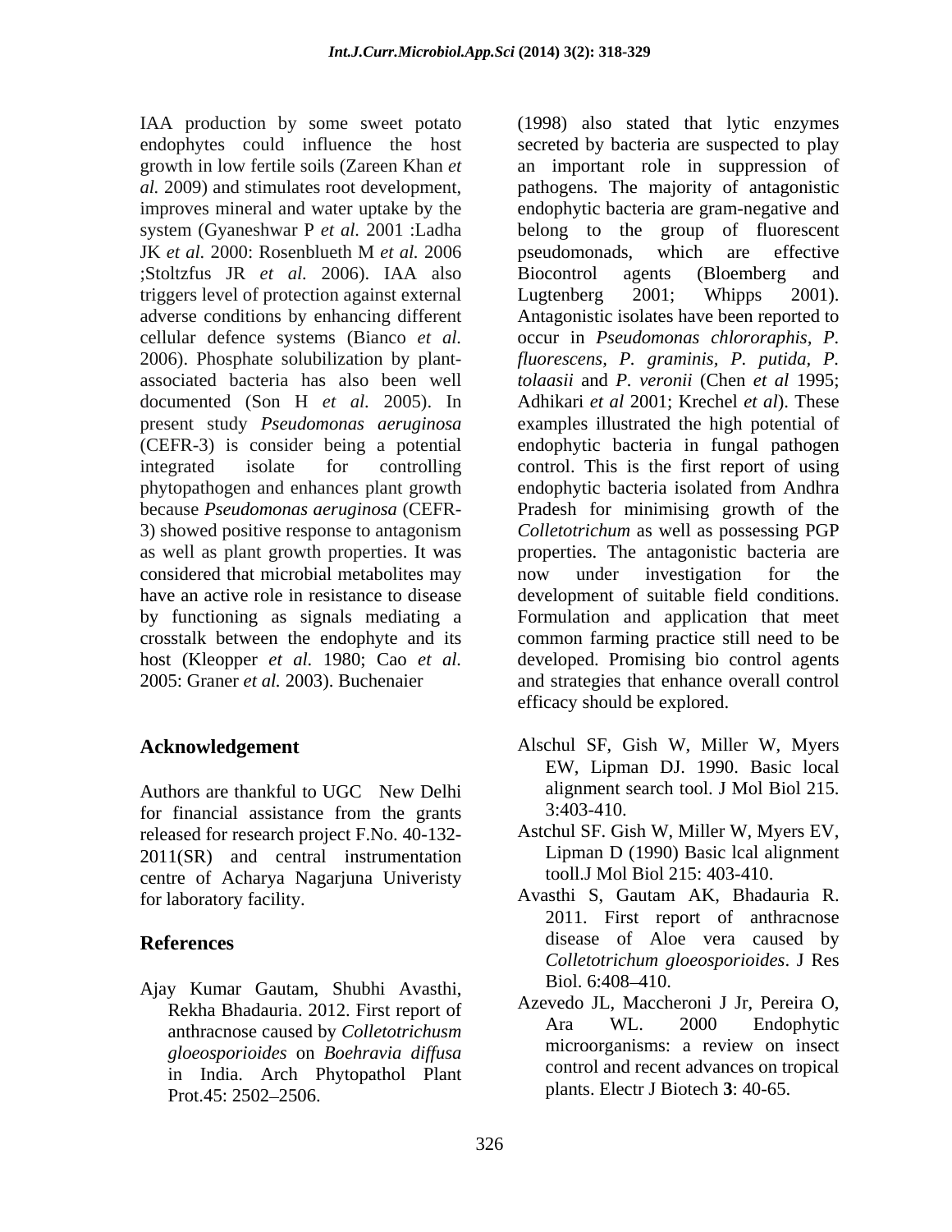IAA production by some sweet potato endophytes could influence the host growth in low fertile soils (Zareen Khan *et al.* 2009) and stimulates root development, improves mineral and water uptake by the system (Gyaneshwar P *et al.* 2001 :Ladha JK *et al.* 2000: Rosenblueth M *et al.* 2006 ;Stoltzfus JR *et al.* 2006). IAA also triggers level of protection against external adverse conditions by enhancing different cellular defence systems (Bianco *et al.* 2006). Phosphate solubilization by plant-associated bacteria has also been well documented (Son H *et al.* 2005). In present study *Pseudomonas aeruginosa* (CEFR-3) is consider being a potential integrated isolate for controlling phytopathogen and enhances plant growth because *Pseudomonas aeruginosa* (CEFR-3) showed positive response to antagonism as well as plant growth properties. It was considered that microbial metabolites may have an active role in resistance to disease by functioning as signals mediating a crosstalk between the endophyte and its host (Kleopper *et al.* 1980; Cao *et al.* 2005: Graner *et al.* 2003). Buchenaier (1998) also stated that lytic enzymes secreted by bacteria are suspected to play an important role in suppression of pathogens. The majority of antagonistic endophytic bacteria are gram-negative and belong to the group of fluorescent pseudomonads, which are effective Biocontrol agents (Bloemberg and Lugtenberg 2001; Whipps 2001). Antagonistic isolates have been reported to occur in *Pseudomonas chlororaphis*, *P. fluorescens*, *P. graminis*, *P. putida*, *P. tolaasii* and *P. veronii* (Chen *et al* 1995; Adhikari *et al* 2001; Krechel *et al*). These examples illustrated the high potential of endophytic bacteria in fungal pathogen control. This is the first report of using endophytic bacteria isolated from Andhra Pradesh for minimising growth of the *Colletotrichum* as well as possessing PGP properties. The antagonistic bacteria are now under investigation for the development of suitable field conditions. Formulation and application that meet common farming practice still need to be developed. Promising bio control agents and strategies that enhance overall control efficacy should be explored.

## Acknowledgement

Authors are thankful to UGC New Delhi for financial assistance from the grants released for research project F.No. 40-132-2011(SR) and central instrumentation centre of Acharya Nagarjuna Univeristy for laboratory facility.

## References

Ajay Kumar Gautam, Shubhi Avasthi, Rekha Bhadauria. 2012. First report of anthracnose caused by *Colletotrichusm gloeosporioides* on *Boehravia diffusa* in India. Arch Phytopathol Plant Prot.45: 2502–2506.

Alschul SF, Gish W, Miller W, Myers EW, Lipman DJ. 1990. Basic local alignment search tool. J Mol Biol 215. 3:403-410.

Astchul SF. Gish W, Miller W, Myers EV, Lipman D (1990) Basic lcal alignment tooll.J Mol Biol 215: 403-410.

Avasthi S, Gautam AK, Bhadauria R. 2011. First report of anthracnose disease of Aloe vera caused by *Colletotrichum gloeosporioides*. J Res Biol. 6:408–410.

Azevedo JL, Maccheroni J Jr, Pereira O, Ara WL. 2000 Endophytic microorganisms: a review on insect control and recent advances on tropical plants. Electr J Biotech **3**: 40-65.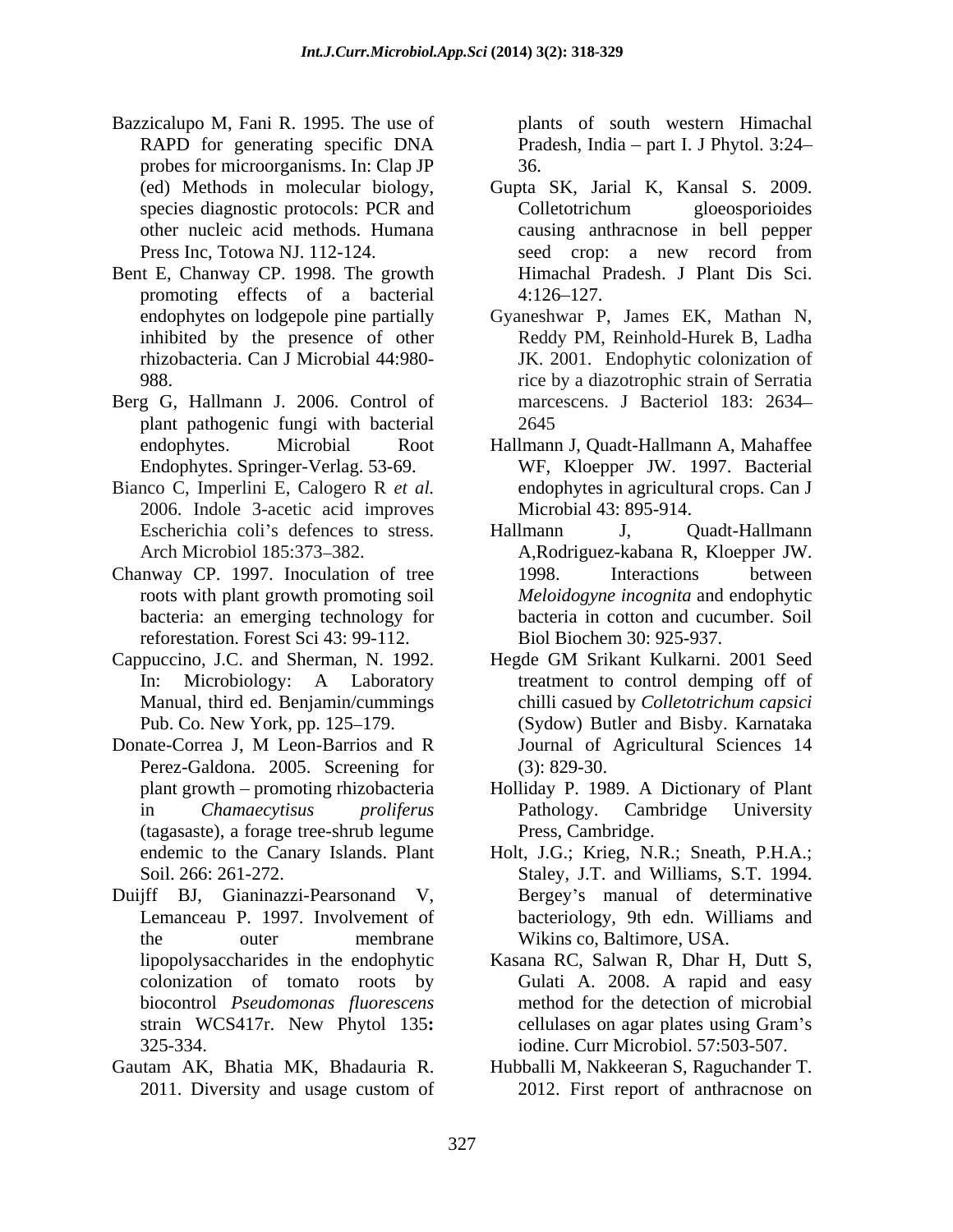Bazzicalupo M, Fani R. 1995. The use of RAPD for generating specific DNA probes for microorganisms. In: Clap JP (ed) Methods in molecular biology, species diagnostic protocols: PCR and other nucleic acid methods. Humana Press Inc, Totowa NJ. 112-124.

Bent E, Chanway CP. 1998. The growth promoting effects of a bacterial endophytes on lodgepole pine partially inhibited by the presence of other rhizobacteria. Can J Microbial 44:980-988.

Berg G, Hallmann J. 2006. Control of plant pathogenic fungi with bacterial endophytes. Microbial Root Endophytes. Springer-Verlag. 53-69.

Bianco C, Imperlini E, Calogero R *et al.* 2006. Indole 3-acetic acid improves Escherichia coli's defences to stress. Arch Microbiol 185:373–382.

Chanway CP. 1997. Inoculation of tree roots with plant growth promoting soil bacteria: an emerging technology for reforestation. Forest Sci 43: 99-112.

Cappuccino, J.C. and Sherman, N. 1992. In: Microbiology: A Laboratory Manual, third ed. Benjamin/cummings Pub. Co. New York, pp. 125–179.

Donate-Correa J, M Leon-Barrios and R Perez-Galdona. 2005. Screening for plant growth – promoting rhizobacteria in *Chamaecytisus proliferus* (tagasaste), a forage tree-shrub legume endemic to the Canary Islands. Plant Soil. 266: 261-272.

Duijff BJ, Gianinazzi-Pearsonand V, Lemanceau P. 1997. Involvement of the outer membrane lipopolysaccharides in the endophytic colonization of tomato roots by biocontrol *Pseudomonas fluorescens* strain WCS417r. New Phytol 135**:** 325-334.

Gautam AK, Bhatia MK, Bhadauria R. 2011. Diversity and usage custom of plants of south western Himachal Pradesh, India – part I. J Phytol. 3:24–36.

Gupta SK, Jarial K, Kansal S. 2009. Colletotrichum gloeosporioides causing anthracnose in bell pepper seed crop: a new record from Himachal Pradesh. J Plant Dis Sci. 4:126–127.

Gyaneshwar P, James EK, Mathan N, Reddy PM, Reinhold-Hurek B, Ladha JK. 2001. Endophytic colonization of rice by a diazotrophic strain of Serratia marcescens. J Bacteriol 183: 2634–2645

Hallmann J, Quadt-Hallmann A, Mahaffee WF, Kloepper JW. 1997. Bacterial endophytes in agricultural crops. Can J Microbial 43: 895-914.

Hallmann J, Quadt-Hallmann A,Rodriguez-kabana R, Kloepper JW. 1998. Interactions between *Meloidogyne incognita* and endophytic bacteria in cotton and cucumber. Soil Biol Biochem 30: 925-937.

Hegde GM Srikant Kulkarni. 2001 Seed treatment to control demping off of chilli casued by *Colletotrichum capsici* (Sydow) Butler and Bisby. Karnataka Journal of Agricultural Sciences 14 (3): 829-30.

Holliday P. 1989. A Dictionary of Plant Pathology. Cambridge University Press, Cambridge.

Holt, J.G.; Krieg, N.R.; Sneath, P.H.A.; Staley, J.T. and Williams, S.T. 1994. Bergey's manual of determinative bacteriology, 9th edn. Williams and Wikins co, Baltimore, USA.

Kasana RC, Salwan R, Dhar H, Dutt S, Gulati A. 2008. A rapid and easy method for the detection of microbial cellulases on agar plates using Gram's iodine. Curr Microbiol. 57:503-507.

Hubballi M, Nakkeeran S, Raguchander T. 2012. First report of anthracnose on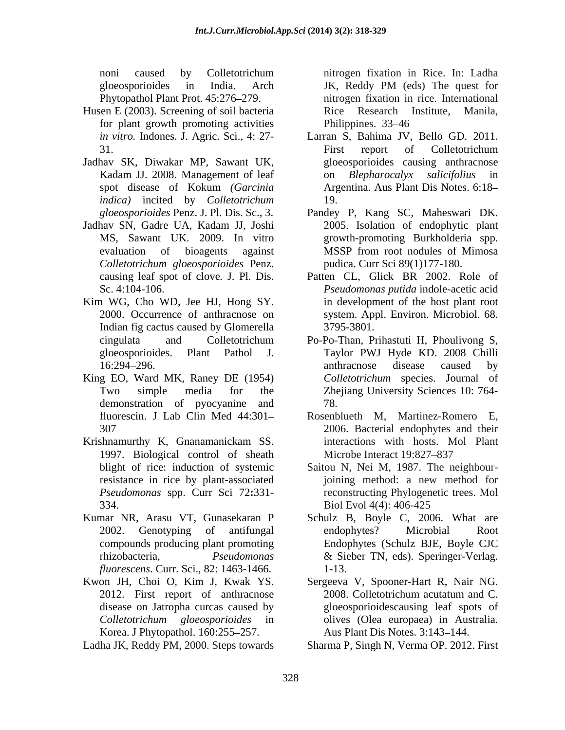noni caused by Colletotrichum gloeosporioides in India. Arch Phytopathol Plant Prot. 45:276–279.

Husen E (2003). Screening of soil bacteria for plant growth promoting activities *in vitro.* Indones. J. Agric. Sci., 4: 27-31.

Jadhav SK, Diwakar MP, Sawant UK, Kadam JJ. 2008. Management of leaf spot disease of Kokum *(Garcinia indica)* incited by *Colletotrichum gloeosporioides* Penz. J. Pl. Dis. Sc., 3.

Jadhav SN, Gadre UA, Kadam JJ, Joshi MS, Sawant UK. 2009. In vitro evaluation of bioagents against *Colletotrichum gloeosporioides* Penz. causing leaf spot of clove. J. Pl. Dis. Sc. 4:104-106.

Kim WG, Cho WD, Jee HJ, Hong SY. 2000. Occurrence of anthracnose on Indian fig cactus caused by Glomerella cingulata and Colletotrichum gloeosporioides. Plant Pathol J. 16:294–296.

King EO, Ward MK, Raney DE (1954) Two simple media for the demonstration of pyocyanine and fluorescin. J Lab Clin Med 44:301–307

Krishnamurthy K, Gnanamanickam SS. 1997. Biological control of sheath blight of rice: induction of systemic resistance in rice by plant-associated *Pseudomonas* spp. Curr Sci 72**:**331-334.

Kumar NR, Arasu VT, Gunasekaran P 2002. Genotyping of antifungal compounds producing plant promoting rhizobacteria, *Pseudomonas fluorescens*. Curr. Sci., 82: 1463-1466.

Kwon JH, Choi O, Kim J, Kwak YS. 2012. First report of anthracnose disease on Jatropha curcas caused by *Colletotrichum gloeosporioides* in Korea. J Phytopathol. 160:255–257.

Ladha JK, Reddy PM, 2000. Steps towards nitrogen fixation in Rice. In: Ladha JK, Reddy PM (eds) The quest for nitrogen fixation in rice. International Rice Research Institute, Manila, Philippines. 33–46

Larran S, Bahima JV, Bello GD. 2011. First report of Colletotrichum gloeosporioides causing anthracnose on *Blepharocalyx salicifolius* in Argentina. Aus Plant Dis Notes. 6:18–19.

Pandey P, Kang SC, Maheswari DK. 2005. Isolation of endophytic plant growth-promoting Burkholderia spp. MSSP from root nodules of Mimosa pudica. Curr Sci 89(1)177-180.

Patten CL, Glick BR 2002. Role of *Pseudomonas putida* indole-acetic acid in development of the host plant root system. Appl. Environ. Microbiol. 68. 3795-3801.

Po-Po-Than, Prihastuti H, Phoulivong S, Taylor PWJ Hyde KD. 2008 Chilli anthracnose disease caused by *Colletotrichum* species. Journal of Zhejiang University Sciences 10: 764-78.

Rosenblueth M, Martinez-Romero E, 2006. Bacterial endophytes and their interactions with hosts. Mol Plant Microbe Interact 19:827–837

Saitou N, Nei M, 1987. The neighbour-joining method: a new method for reconstructing Phylogenetic trees. Mol Biol Evol 4(4): 406-425

Schulz B, Boyle C, 2006. What are endophytes? Microbial Root Endophytes (Schulz BJE, Boyle CJC & Sieber TN, eds). Speringer-Verlag. 1-13.

Sergeeva V, Spooner-Hart R, Nair NG. 2008. Colletotrichum acutatum and C. gloeosporioidescausing leaf spots of olives (Olea europaea) in Australia. Aus Plant Dis Notes. 3:143–144.

Sharma P, Singh N, Verma OP. 2012. First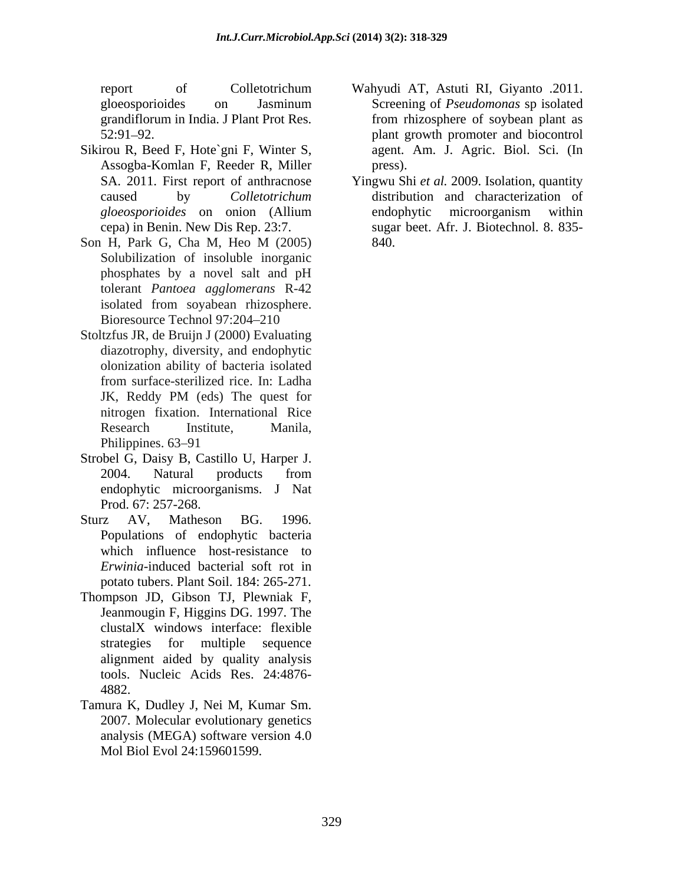report of Colletotrichum gloeosporioides on Jasminum grandiflorum in India. J Plant Prot Res. 52:91–92.

Sikirou R, Beed F, Hote`gni F, Winter S, Assogba-Komlan F, Reeder R, Miller SA. 2011. First report of anthracnose caused by *Colletotrichum gloeosporioides* on onion (Allium cepa) in Benin. New Dis Rep. 23:7.

Son H, Park G, Cha M, Heo M (2005) Solubilization of insoluble inorganic phosphates by a novel salt and pH tolerant *Pantoea agglomerans* R-42 isolated from soyabean rhizosphere. Bioresource Technol 97:204–210

Stoltzfus JR, de Bruijn J (2000) Evaluating diazotrophy, diversity, and endophytic olonization ability of bacteria isolated from surface-sterilized rice. In: Ladha JK, Reddy PM (eds) The quest for nitrogen fixation. International Rice Research Institute, Manila, Philippines. 63–91

Strobel G, Daisy B, Castillo U, Harper J. 2004. Natural products from endophytic microorganisms. J Nat Prod. 67: 257-268.

Sturz AV, Matheson BG. 1996. Populations of endophytic bacteria which influence host-resistance to *Erwinia*-induced bacterial soft rot in potato tubers. Plant Soil. 184: 265-271.

Thompson JD, Gibson TJ, Plewniak F, Jeanmougin F, Higgins DG. 1997. The clustalX windows interface: flexible strategies for multiple sequence alignment aided by quality analysis tools. Nucleic Acids Res. 24:4876-4882.

Tamura K, Dudley J, Nei M, Kumar Sm. 2007. Molecular evolutionary genetics analysis (MEGA) software version 4.0 Mol Biol Evol 24:159601599.

Wahyudi AT, Astuti RI, Giyanto .2011. Screening of *Pseudomonas* sp isolated from rhizosphere of soybean plant as plant growth promoter and biocontrol agent. Am. J. Agric. Biol. Sci. (In press).

Yingwu Shi *et al.* 2009. Isolation, quantity distribution and characterization of endophytic microorganism within sugar beet. Afr. J. Biotechnol. 8. 835-840.